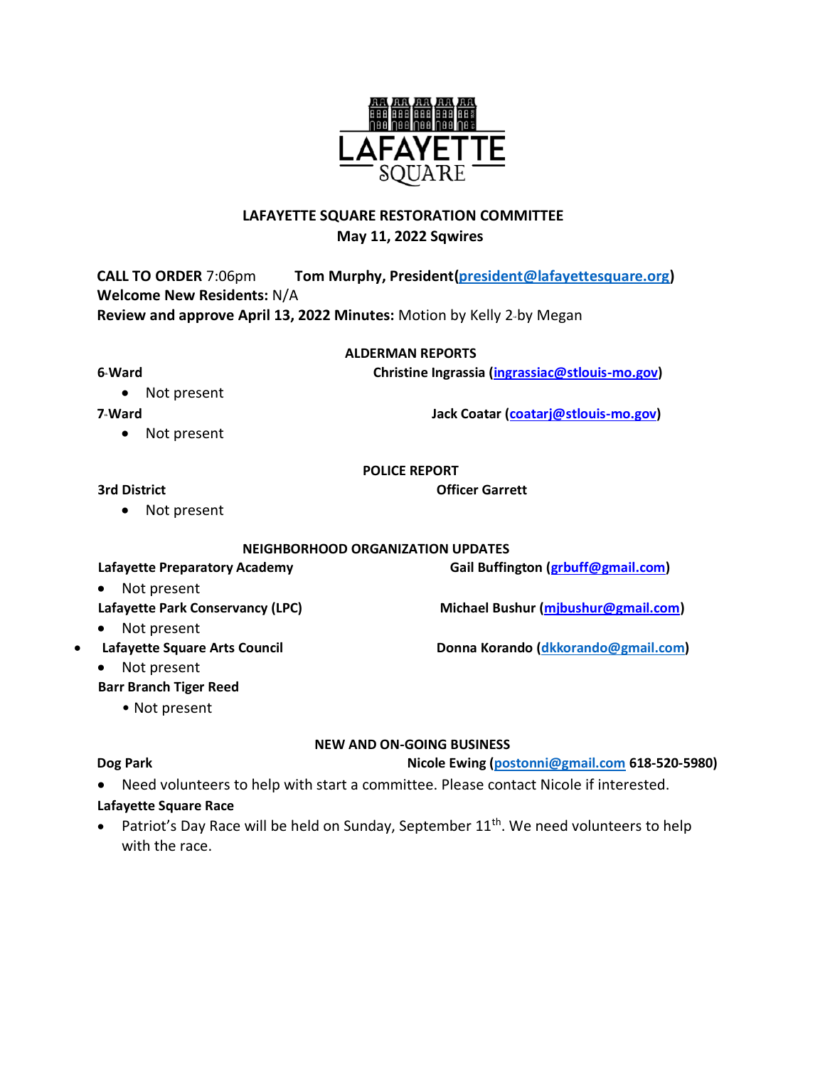# LAFAYETTE SQUARE RESTORATION COMMITTEE

## May 11, 2022 Sqwires

**CALL TO ORDER** 7:06pm **Tom Murphy, President(president@lafayettesquare.org)**
**Welcome New Residents:** N/A
**Review and approve April 13, 2022 Minutes:** Motion by Kelly 2nd by Megan

### ALDERMAN REPORTS

**6th Ward** **Christine Ingrassia (ingrassiac@stlouis-mo.gov)**

- Not present

**7th Ward** **Jack Coatar (coatarj@stlouis-mo.gov)**

- Not present

### POLICE REPORT

**3rd District** **Officer Garrett**

- Not present

### NEIGHBORHOOD ORGANIZATION UPDATES

**Lafayette Preparatory Academy** **Gail Buffington (grbuff@gmail.com)**

- Not present

**Lafayette Park Conservancy (LPC)** **Michael Bushur (mjbushur@gmail.com)**

- Not present

**Lafayette Square Arts Council** **Donna Korando (dkkorando@gmail.com)**

- Not present

**Barr Branch Tiger Reed**

- Not present

### NEW AND ON-GOING BUSINESS

**Dog Park** **Nicole Ewing (postonni@gmail.com 618-520-5980)**

- Need volunteers to help with start a committee. Please contact Nicole if interested.

**Lafayette Square Race**

- Patriot's Day Race will be held on Sunday, September 11th. We need volunteers to help with the race.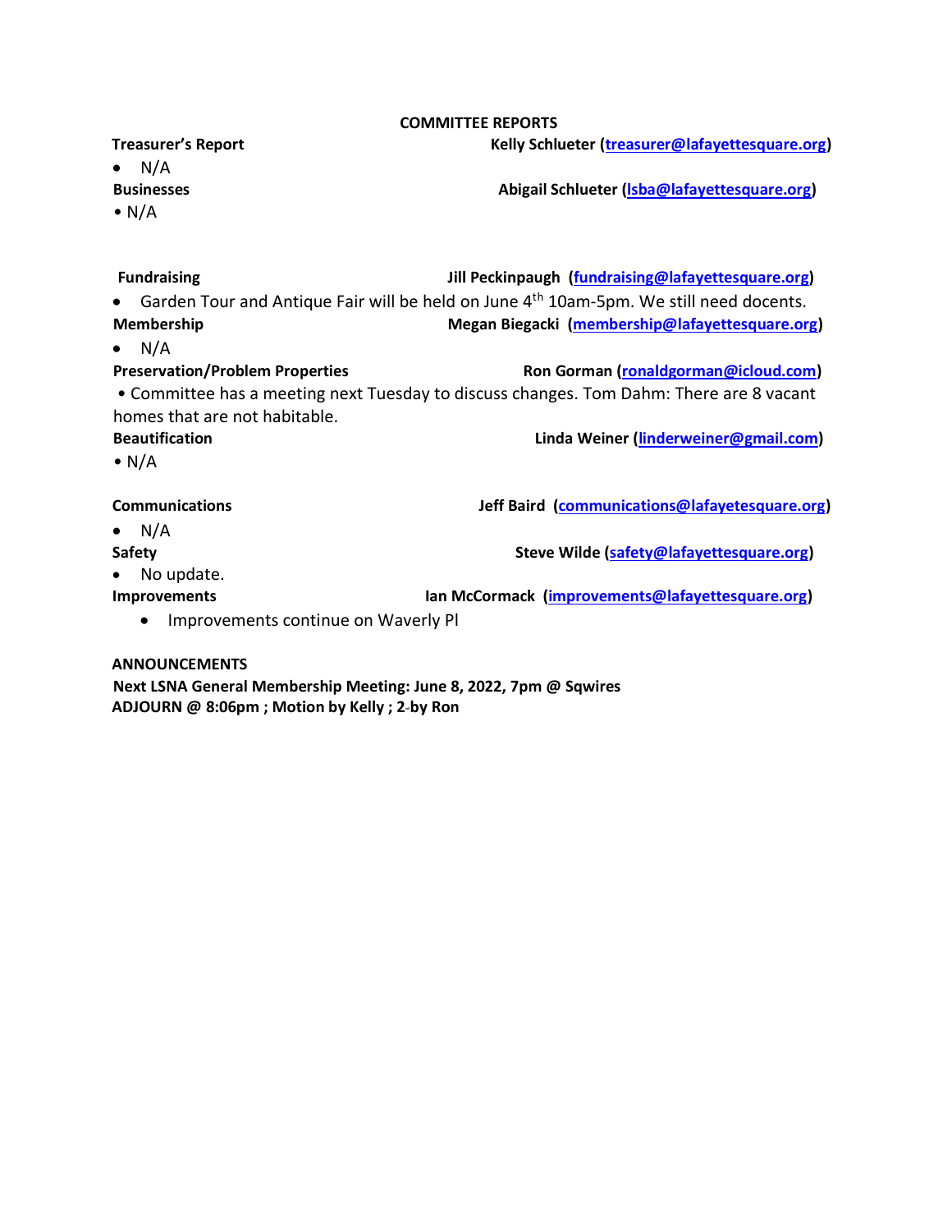**COMMITTEE REPORTS**

**Treasurer's Report** **Kelly Schlueter (treasurer@lafayettesquare.org)**

- N/A

**Businesses** **Abigail Schlueter (lsba@lafayettesquare.org)**

- N/A

**Fundraising** **Jill Peckinpaugh (fundraising@lafayettesquare.org)**

- Garden Tour and Antique Fair will be held on June 4th 10am-5pm. We still need docents.

**Membership** **Megan Biegacki (membership@lafayettesquare.org)**

- N/A

**Preservation/Problem Properties** **Ron Gorman (ronaldgorman@icloud.com)**

- Committee has a meeting next Tuesday to discuss changes. Tom Dahm: There are 8 vacant homes that are not habitable.

**Beautification** **Linda Weiner (linderweiner@gmail.com)**

- N/A

**Communications** **Jeff Baird (communications@lafayetesquare.org)**

- N/A

**Safety** **Steve Wilde (safety@lafayettesquare.org)**

- No update.

**Improvements** **Ian McCormack (improvements@lafayettesquare.org)**

- Improvements continue on Waverly Pl

**ANNOUNCEMENTS**

**Next LSNA General Membership Meeting: June 8, 2022, 7pm @ Sqwires**

**ADJOURN @ 8:06pm ; Motion by Kelly ; 2-by Ron**